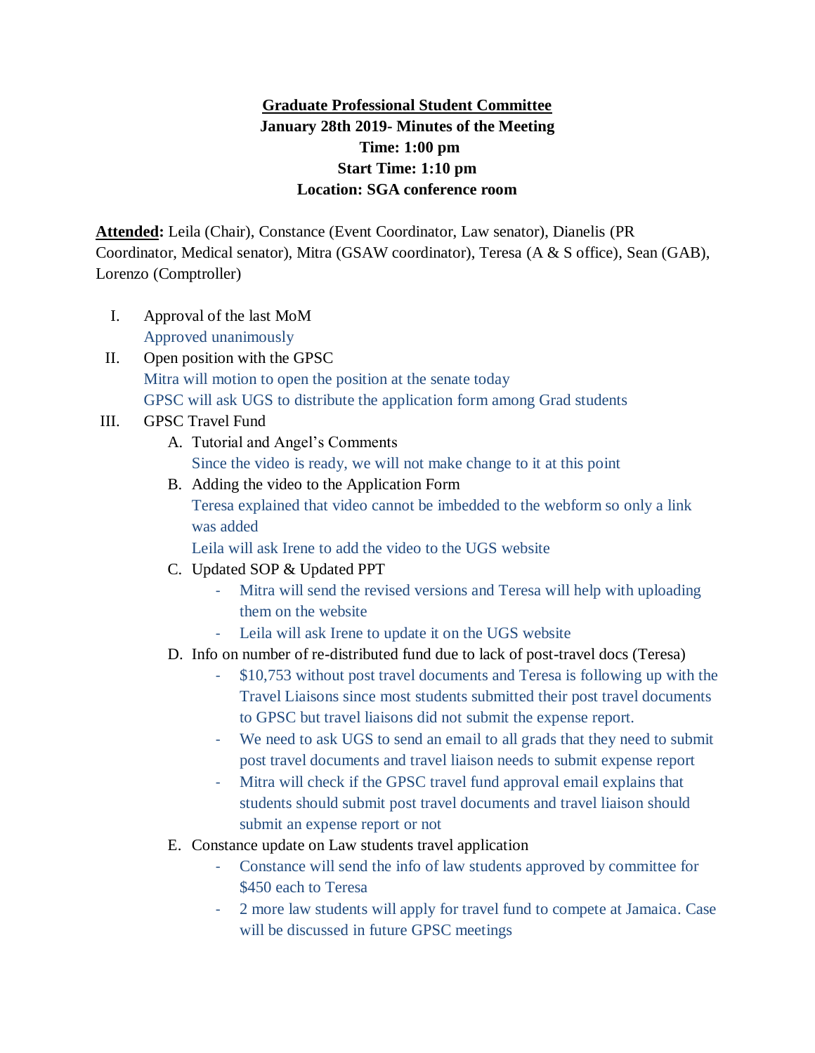**<u>Graduate Professional Student Committee</u>**
**January 28th 2019- Minutes of the Meeting**
**Time: 1:00 pm**
**Start Time: 1:10 pm**
**Location: SGA conference room**

**<u>Attended</u>:** Leila (Chair), Constance (Event Coordinator, Law senator), Dianelis (PR Coordinator, Medical senator), Mitra (GSAW coordinator), Teresa (A & S office), Sean (GAB), Lorenzo (Comptroller)

I. Approval of the last MoM
   Approved unanimously
II. Open position with the GPSC
   Mitra will motion to open the position at the senate today
   GPSC will ask UGS to distribute the application form among Grad students
III. GPSC Travel Fund
   A. Tutorial and Angel's Comments
      Since the video is ready, we will not make change to it at this point
   B. Adding the video to the Application Form
      Teresa explained that video cannot be imbedded to the webform so only a link was added
      Leila will ask Irene to add the video to the UGS website
   C. Updated SOP & Updated PPT
      - Mitra will send the revised versions and Teresa will help with uploading them on the website
      - Leila will ask Irene to update it on the UGS website
   D. Info on number of re-distributed fund due to lack of post-travel docs (Teresa)
      - $10,753 without post travel documents and Teresa is following up with the Travel Liaisons since most students submitted their post travel documents to GPSC but travel liaisons did not submit the expense report.
      - We need to ask UGS to send an email to all grads that they need to submit post travel documents and travel liaison needs to submit expense report
      - Mitra will check if the GPSC travel fund approval email explains that students should submit post travel documents and travel liaison should submit an expense report or not
   E. Constance update on Law students travel application
      - Constance will send the info of law students approved by committee for $450 each to Teresa
      - 2 more law students will apply for travel fund to compete at Jamaica. Case will be discussed in future GPSC meetings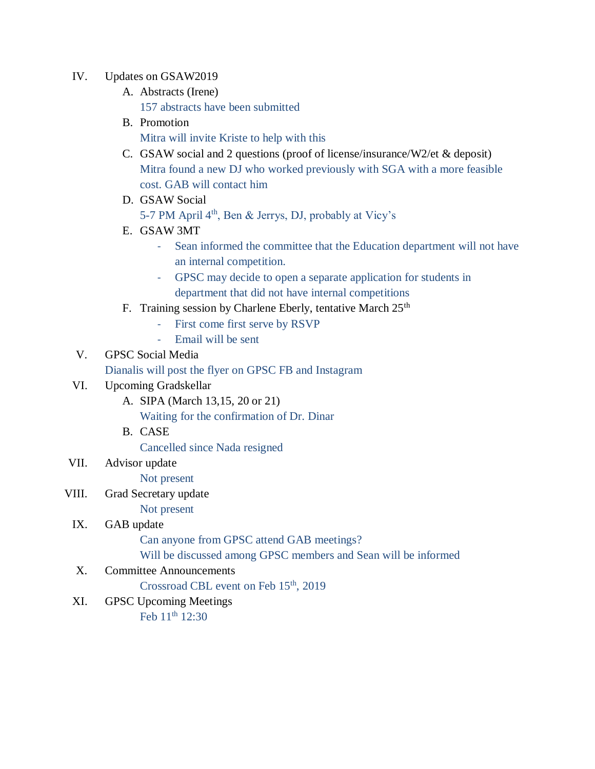IV. Updates on GSAW2019

   A. Abstracts (Irene)

      157 abstracts have been submitted

   B. Promotion

      Mitra will invite Kriste to help with this

   C. GSAW social and 2 questions (proof of license/insurance/W2/et & deposit)

      Mitra found a new DJ who worked previously with SGA with a more feasible cost. GAB will contact him

   D. GSAW Social

      5-7 PM April 4th, Ben & Jerrys, DJ, probably at Vicy's

   E. GSAW 3MT

      - Sean informed the committee that the Education department will not have an internal competition.
      - GPSC may decide to open a separate application for students in department that did not have internal competitions

   F. Training session by Charlene Eberly, tentative March 25th

      - First come first serve by RSVP
      - Email will be sent

V. GPSC Social Media

   Dianalis will post the flyer on GPSC FB and Instagram

VI. Upcoming Gradskellar

   A. SIPA (March 13,15, 20 or 21)

      Waiting for the confirmation of Dr. Dinar

   B. CASE

      Cancelled since Nada resigned

VII. Advisor update

   Not present

VIII. Grad Secretary update

   Not present

IX. GAB update

   Can anyone from GPSC attend GAB meetings?

   Will be discussed among GPSC members and Sean will be informed

X. Committee Announcements

   Crossroad CBL event on Feb 15th, 2019

XI. GPSC Upcoming Meetings

   Feb 11th 12:30